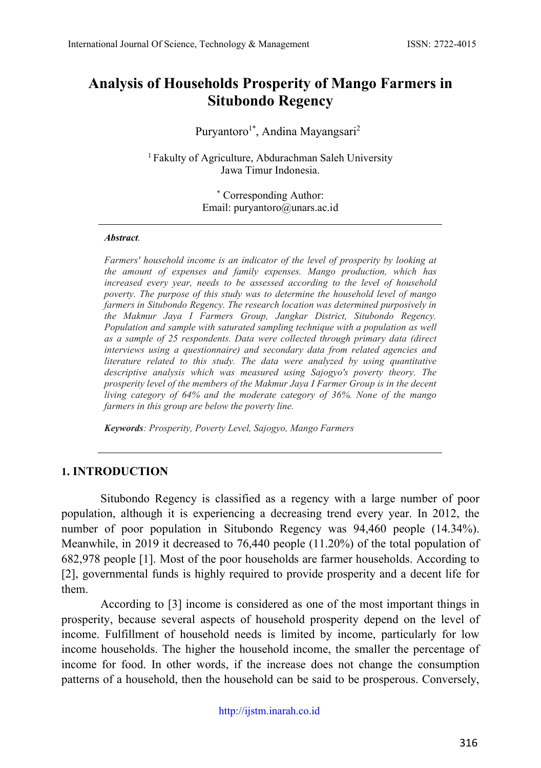# Analysis of Households Prosperity of Mango Farmers in Situbondo Regency

Puryantoro[1*], Andina Mayangsari[2]

[1] Fakulty of Agriculture, Abdurachman Saleh University Jawa Timur Indonesia.

[*] Corresponding Author:
Email: puryantoro@unars.ac.id

***Abstract**.*

*Farmers' household income is an indicator of the level of prosperity by looking at the amount of expenses and family expenses. Mango production, which has increased every year, needs to be assessed according to the level of household poverty. The purpose of this study was to determine the household level of mango farmers in Situbondo Regency. The research location was determined purposively in the Makmur Jaya I Farmers Group, Jangkar District, Situbondo Regency. Population and sample with saturated sampling technique with a population as well as a sample of 25 respondents. Data were collected through primary data (direct interviews using a questionnaire) and secondary data from related agencies and literature related to this study. The data were analyzed by using quantitative descriptive analysis which was measured using Sajogyo's poverty theory. The prosperity level of the members of the Makmur Jaya I Farmer Group is in the decent living category of 64% and the moderate category of 36%. None of the mango farmers in this group are below the poverty line.*

***Keywords**: Prosperity, Poverty Level, Sajogyo, Mango Farmers*

## 1. INTRODUCTION

Situbondo Regency is classified as a regency with a large number of poor population, although it is experiencing a decreasing trend every year. In 2012, the number of poor population in Situbondo Regency was 94,460 people (14.34%). Meanwhile, in 2019 it decreased to 76,440 people (11.20%) of the total population of 682,978 people [1]. Most of the poor households are farmer households. According to [2], governmental funds is highly required to provide prosperity and a decent life for them.

According to [3] income is considered as one of the most important things in prosperity, because several aspects of household prosperity depend on the level of income. Fulfillment of household needs is limited by income, particularly for low income households. The higher the household income, the smaller the percentage of income for food. In other words, if the increase does not change the consumption patterns of a household, then the household can be said to be prosperous. Conversely,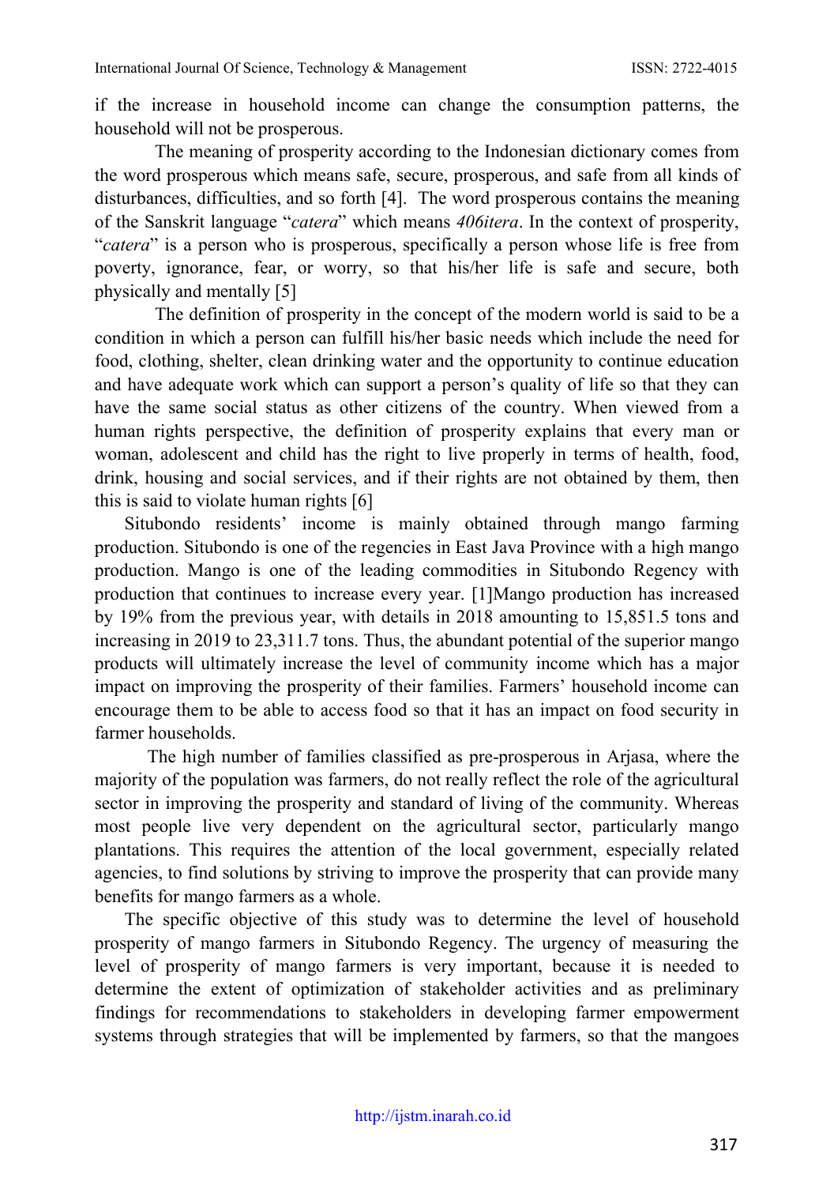if the increase in household income can change the consumption patterns, the household will not be prosperous.

The meaning of prosperity according to the Indonesian dictionary comes from the word prosperous which means safe, secure, prosperous, and safe from all kinds of disturbances, difficulties, and so forth [4]. The word prosperous contains the meaning of the Sanskrit language "*catera*" which means *406itera*. In the context of prosperity, "*catera*" is a person who is prosperous, specifically a person whose life is free from poverty, ignorance, fear, or worry, so that his/her life is safe and secure, both physically and mentally [5]

The definition of prosperity in the concept of the modern world is said to be a condition in which a person can fulfill his/her basic needs which include the need for food, clothing, shelter, clean drinking water and the opportunity to continue education and have adequate work which can support a person's quality of life so that they can have the same social status as other citizens of the country. When viewed from a human rights perspective, the definition of prosperity explains that every man or woman, adolescent and child has the right to live properly in terms of health, food, drink, housing and social services, and if their rights are not obtained by them, then this is said to violate human rights [6]

Situbondo residents' income is mainly obtained through mango farming production. Situbondo is one of the regencies in East Java Province with a high mango production. Mango is one of the leading commodities in Situbondo Regency with production that continues to increase every year. [1]Mango production has increased by 19% from the previous year, with details in 2018 amounting to 15,851.5 tons and increasing in 2019 to 23,311.7 tons. Thus, the abundant potential of the superior mango products will ultimately increase the level of community income which has a major impact on improving the prosperity of their families. Farmers' household income can encourage them to be able to access food so that it has an impact on food security in farmer households.

The high number of families classified as pre-prosperous in Arjasa, where the majority of the population was farmers, do not really reflect the role of the agricultural sector in improving the prosperity and standard of living of the community. Whereas most people live very dependent on the agricultural sector, particularly mango plantations. This requires the attention of the local government, especially related agencies, to find solutions by striving to improve the prosperity that can provide many benefits for mango farmers as a whole.

The specific objective of this study was to determine the level of household prosperity of mango farmers in Situbondo Regency. The urgency of measuring the level of prosperity of mango farmers is very important, because it is needed to determine the extent of optimization of stakeholder activities and as preliminary findings for recommendations to stakeholders in developing farmer empowerment systems through strategies that will be implemented by farmers, so that the mangoes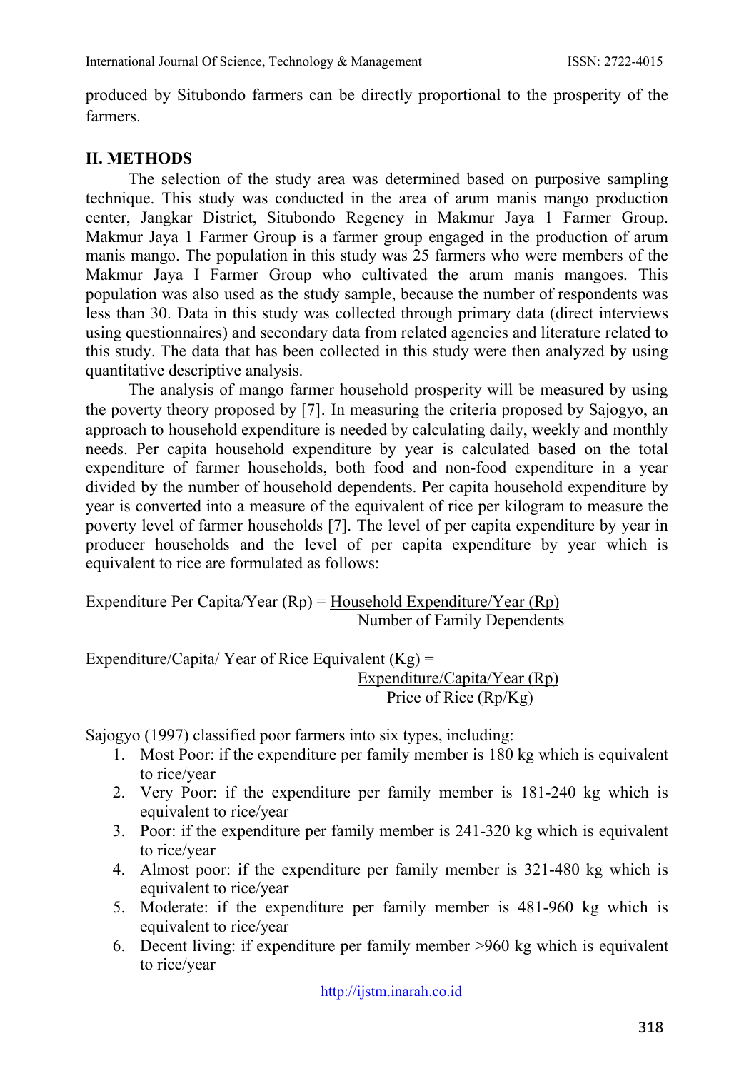produced by Situbondo farmers can be directly proportional to the prosperity of the farmers.

## II. METHODS

The selection of the study area was determined based on purposive sampling technique. This study was conducted in the area of arum manis mango production center, Jangkar District, Situbondo Regency in Makmur Jaya 1 Farmer Group. Makmur Jaya 1 Farmer Group is a farmer group engaged in the production of arum manis mango. The population in this study was 25 farmers who were members of the Makmur Jaya I Farmer Group who cultivated the arum manis mangoes. This population was also used as the study sample, because the number of respondents was less than 30. Data in this study was collected through primary data (direct interviews using questionnaires) and secondary data from related agencies and literature related to this study. The data that has been collected in this study were then analyzed by using quantitative descriptive analysis.

The analysis of mango farmer household prosperity will be measured by using the poverty theory proposed by [7]. In measuring the criteria proposed by Sajogyo, an approach to household expenditure is needed by calculating daily, weekly and monthly needs. Per capita household expenditure by year is calculated based on the total expenditure of farmer households, both food and non-food expenditure in a year divided by the number of household dependents. Per capita household expenditure by year is converted into a measure of the equivalent of rice per kilogram to measure the poverty level of farmer households [7]. The level of per capita expenditure by year in producer households and the level of per capita expenditure by year which is equivalent to rice are formulated as follows:

$$\text{Expenditure Per Capita/Year (Rp)} = \frac{\text{Household Expenditure/Year (Rp)}}{\text{Number of Family Dependents}}$$

$$\text{Expenditure/Capita/ Year of Rice Equivalent (Kg)} = \frac{\text{Expenditure/Capita/Year (Rp)}}{\text{Price of Rice (Rp/Kg)}}$$

Sajogyo (1997) classified poor farmers into six types, including:

1. Most Poor: if the expenditure per family member is 180 kg which is equivalent to rice/year
2. Very Poor: if the expenditure per family member is 181-240 kg which is equivalent to rice/year
3. Poor: if the expenditure per family member is 241-320 kg which is equivalent to rice/year
4. Almost poor: if the expenditure per family member is 321-480 kg which is equivalent to rice/year
5. Moderate: if the expenditure per family member is 481-960 kg which is equivalent to rice/year
6. Decent living: if expenditure per family member >960 kg which is equivalent to rice/year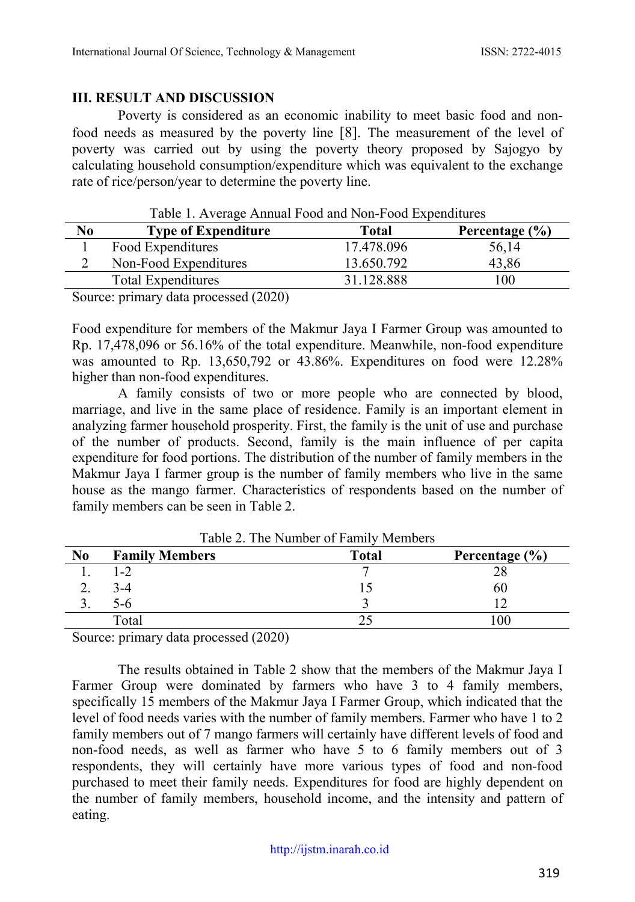## III. RESULT AND DISCUSSION

Poverty is considered as an economic inability to meet basic food and non-food needs as measured by the poverty line [8]. The measurement of the level of poverty was carried out by using the poverty theory proposed by Sajogyo by calculating household consumption/expenditure which was equivalent to the exchange rate of rice/person/year to determine the poverty line.

Table 1. Average Annual Food and Non-Food Expenditures

| No | Type of Expenditure | Total | Percentage (%) |
|---|---|---|---|
| 1 | Food Expenditures | 17.478.096 | 56,14 |
| 2 | Non-Food Expenditures | 13.650.792 | 43,86 |
| | Total Expenditures | 31.128.888 | 100 |

Source: primary data processed (2020)

Food expenditure for members of the Makmur Jaya I Farmer Group was amounted to Rp. 17,478,096 or 56.16% of the total expenditure. Meanwhile, non-food expenditure was amounted to Rp. 13,650,792 or 43.86%. Expenditures on food were 12.28% higher than non-food expenditures.

A family consists of two or more people who are connected by blood, marriage, and live in the same place of residence. Family is an important element in analyzing farmer household prosperity. First, the family is the unit of use and purchase of the number of products. Second, family is the main influence of per capita expenditure for food portions. The distribution of the number of family members in the Makmur Jaya I farmer group is the number of family members who live in the same house as the mango farmer. Characteristics of respondents based on the number of family members can be seen in Table 2.

Table 2. The Number of Family Members

| No | Family Members | Total | Percentage (%) |
|---|---|---|---|
| 1. | 1-2 | 7 | 28 |
| 2. | 3-4 | 15 | 60 |
| 3. | 5-6 | 3 | 12 |
| | Total | 25 | 100 |

Source: primary data processed (2020)

The results obtained in Table 2 show that the members of the Makmur Jaya I Farmer Group were dominated by farmers who have 3 to 4 family members, specifically 15 members of the Makmur Jaya I Farmer Group, which indicated that the level of food needs varies with the number of family members. Farmer who have 1 to 2 family members out of 7 mango farmers will certainly have different levels of food and non-food needs, as well as farmer who have 5 to 6 family members out of 3 respondents, they will certainly have more various types of food and non-food purchased to meet their family needs. Expenditures for food are highly dependent on the number of family members, household income, and the intensity and pattern of eating.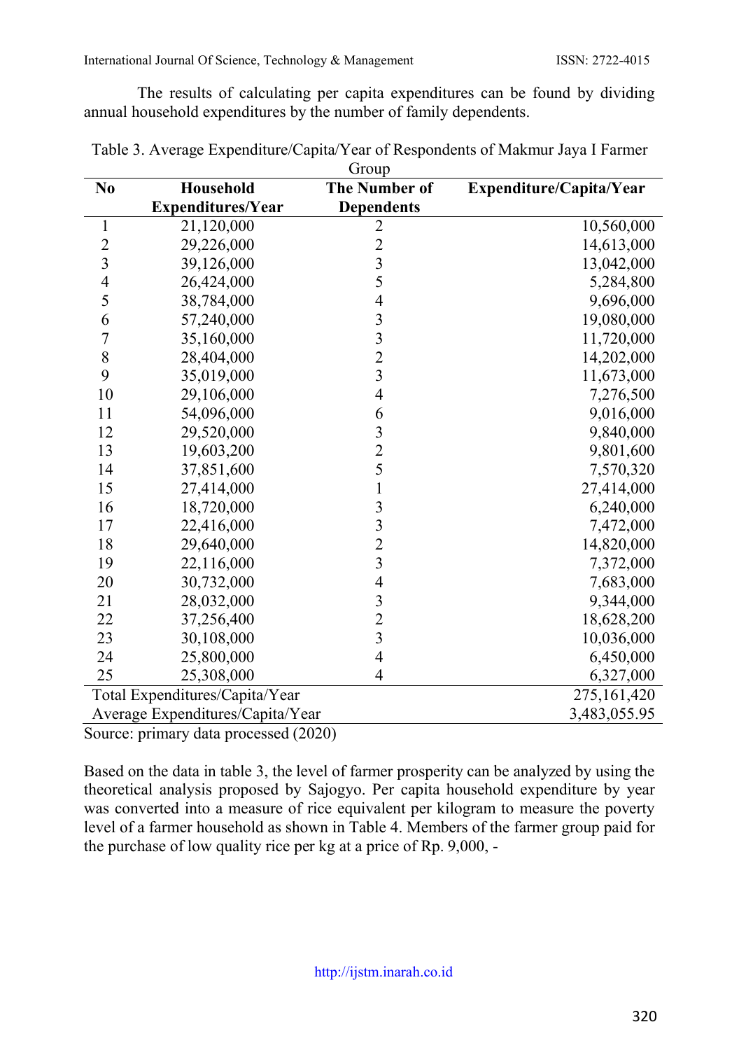The results of calculating per capita expenditures can be found by dividing annual household expenditures by the number of family dependents.

Table 3. Average Expenditure/Capita/Year of Respondents of Makmur Jaya I Farmer Group

| No | Household Expenditures/Year | The Number of Dependents | Expenditure/Capita/Year |
|---|---|---|---|
| 1 | 21,120,000 | 2 | 10,560,000 |
| 2 | 29,226,000 | 2 | 14,613,000 |
| 3 | 39,126,000 | 3 | 13,042,000 |
| 4 | 26,424,000 | 5 | 5,284,800 |
| 5 | 38,784,000 | 4 | 9,696,000 |
| 6 | 57,240,000 | 3 | 19,080,000 |
| 7 | 35,160,000 | 3 | 11,720,000 |
| 8 | 28,404,000 | 2 | 14,202,000 |
| 9 | 35,019,000 | 3 | 11,673,000 |
| 10 | 29,106,000 | 4 | 7,276,500 |
| 11 | 54,096,000 | 6 | 9,016,000 |
| 12 | 29,520,000 | 3 | 9,840,000 |
| 13 | 19,603,200 | 2 | 9,801,600 |
| 14 | 37,851,600 | 5 | 7,570,320 |
| 15 | 27,414,000 | 1 | 27,414,000 |
| 16 | 18,720,000 | 3 | 6,240,000 |
| 17 | 22,416,000 | 3 | 7,472,000 |
| 18 | 29,640,000 | 2 | 14,820,000 |
| 19 | 22,116,000 | 3 | 7,372,000 |
| 20 | 30,732,000 | 4 | 7,683,000 |
| 21 | 28,032,000 | 3 | 9,344,000 |
| 22 | 37,256,400 | 2 | 18,628,200 |
| 23 | 30,108,000 | 3 | 10,036,000 |
| 24 | 25,800,000 | 4 | 6,450,000 |
| 25 | 25,308,000 | 4 | 6,327,000 |
| Total Expenditures/Capita/Year | | | 275,161,420 |
| Average Expenditures/Capita/Year | | | 3,483,055.95 |

Source: primary data processed (2020)

Based on the data in table 3, the level of farmer prosperity can be analyzed by using the theoretical analysis proposed by Sajogyo. Per capita household expenditure by year was converted into a measure of rice equivalent per kilogram to measure the poverty level of a farmer household as shown in Table 4. Members of the farmer group paid for the purchase of low quality rice per kg at a price of Rp. 9,000, -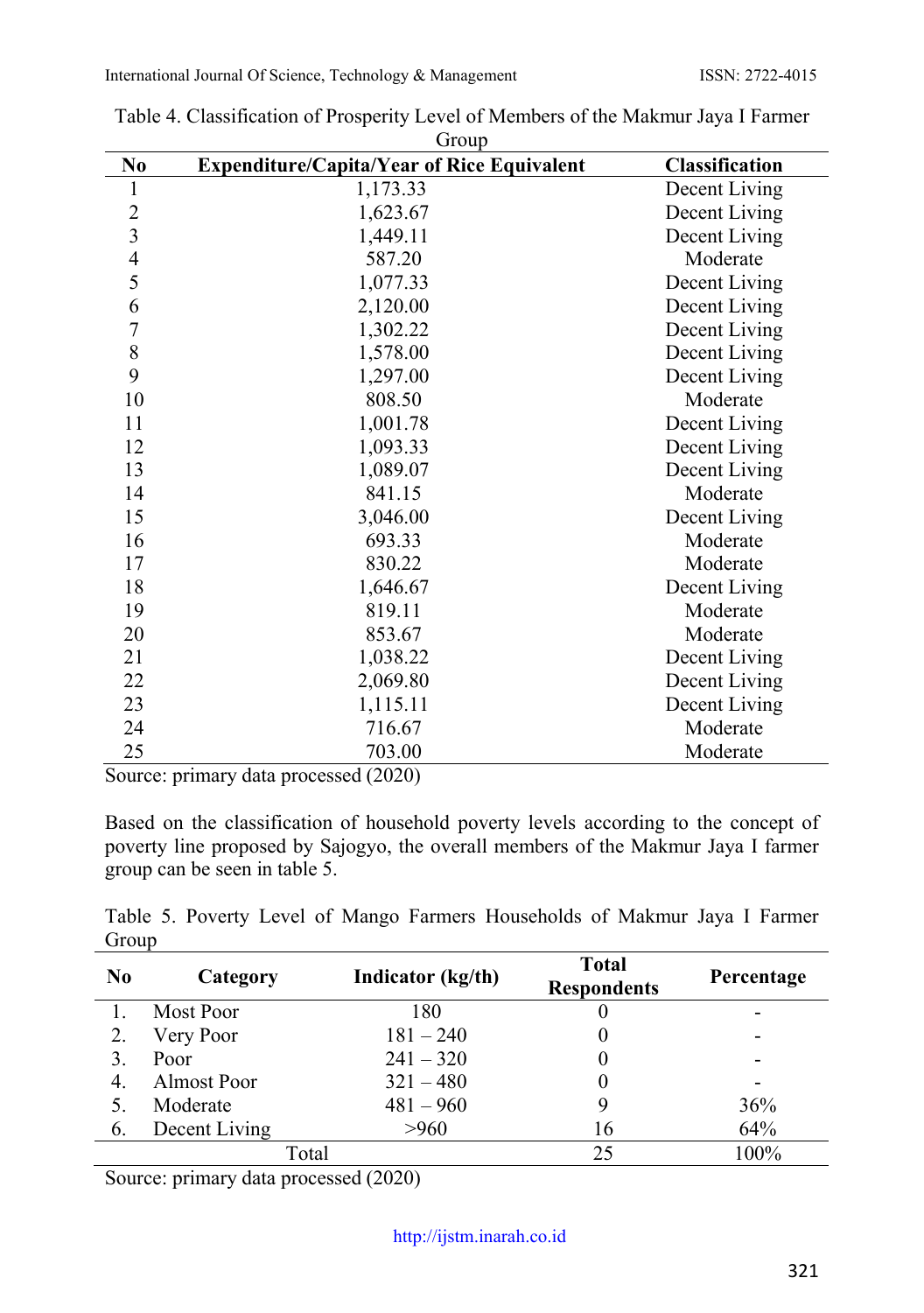Table 4. Classification of Prosperity Level of Members of the Makmur Jaya I Farmer Group

| No | Expenditure/Capita/Year of Rice Equivalent | Classification |
|---|---|---|
| 1 | 1,173.33 | Decent Living |
| 2 | 1,623.67 | Decent Living |
| 3 | 1,449.11 | Decent Living |
| 4 | 587.20 | Moderate |
| 5 | 1,077.33 | Decent Living |
| 6 | 2,120.00 | Decent Living |
| 7 | 1,302.22 | Decent Living |
| 8 | 1,578.00 | Decent Living |
| 9 | 1,297.00 | Decent Living |
| 10 | 808.50 | Moderate |
| 11 | 1,001.78 | Decent Living |
| 12 | 1,093.33 | Decent Living |
| 13 | 1,089.07 | Decent Living |
| 14 | 841.15 | Moderate |
| 15 | 3,046.00 | Decent Living |
| 16 | 693.33 | Moderate |
| 17 | 830.22 | Moderate |
| 18 | 1,646.67 | Decent Living |
| 19 | 819.11 | Moderate |
| 20 | 853.67 | Moderate |
| 21 | 1,038.22 | Decent Living |
| 22 | 2,069.80 | Decent Living |
| 23 | 1,115.11 | Decent Living |
| 24 | 716.67 | Moderate |
| 25 | 703.00 | Moderate |

Source: primary data processed (2020)

Based on the classification of household poverty levels according to the concept of poverty line proposed by Sajogyo, the overall members of the Makmur Jaya I farmer group can be seen in table 5.

Table 5. Poverty Level of Mango Farmers Households of Makmur Jaya I Farmer Group

| No | Category | Indicator (kg/th) | Total Respondents | Percentage |
|---|---|---|---|---|
| 1. | Most Poor | 180 | 0 | - |
| 2. | Very Poor | 181 – 240 | 0 | - |
| 3. | Poor | 241 – 320 | 0 | - |
| 4. | Almost Poor | 321 – 480 | 0 | - |
| 5. | Moderate | 481 – 960 | 9 | 36% |
| 6. | Decent Living | >960 | 16 | 64% |
| | Total | | 25 | 100% |

Source: primary data processed (2020)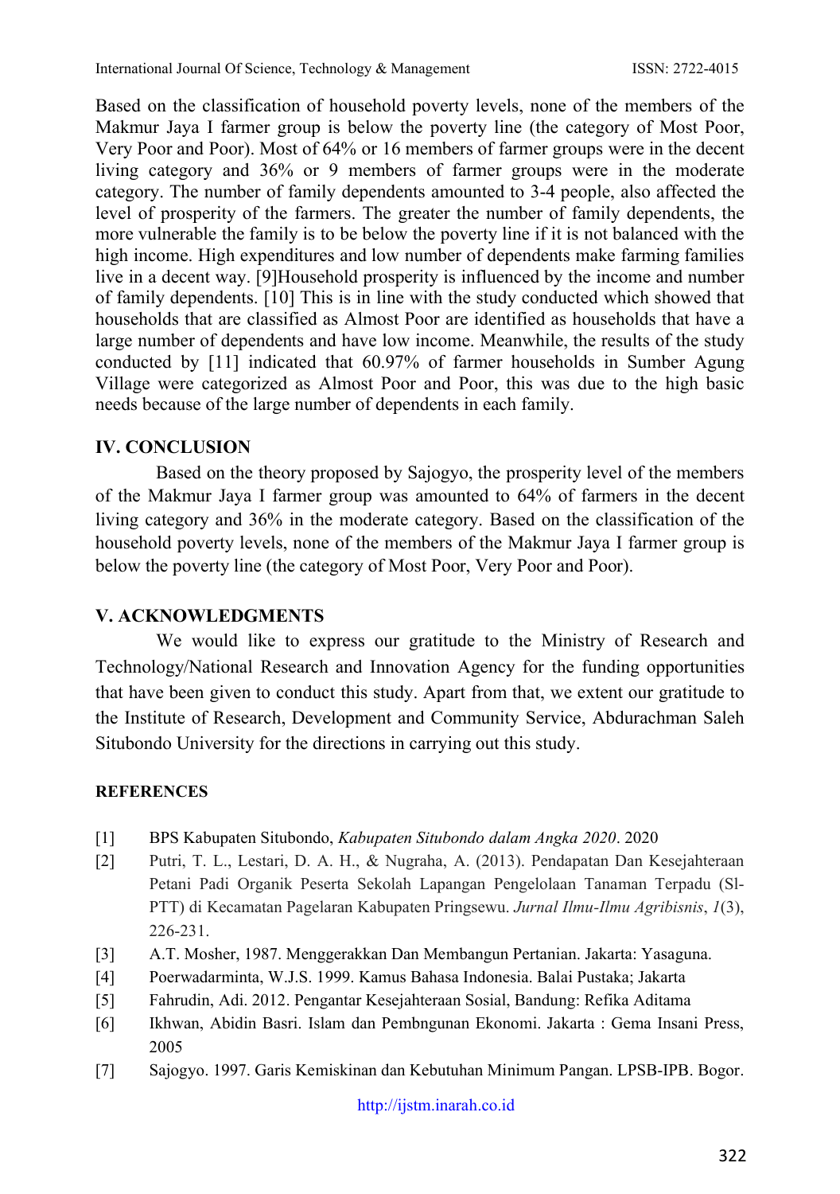Based on the classification of household poverty levels, none of the members of the Makmur Jaya I farmer group is below the poverty line (the category of Most Poor, Very Poor and Poor). Most of 64% or 16 members of farmer groups were in the decent living category and 36% or 9 members of farmer groups were in the moderate category. The number of family dependents amounted to 3-4 people, also affected the level of prosperity of the farmers. The greater the number of family dependents, the more vulnerable the family is to be below the poverty line if it is not balanced with the high income. High expenditures and low number of dependents make farming families live in a decent way. [9]Household prosperity is influenced by the income and number of family dependents. [10] This is in line with the study conducted which showed that households that are classified as Almost Poor are identified as households that have a large number of dependents and have low income. Meanwhile, the results of the study conducted by [11] indicated that 60.97% of farmer households in Sumber Agung Village were categorized as Almost Poor and Poor, this was due to the high basic needs because of the large number of dependents in each family.

## IV. CONCLUSION

Based on the theory proposed by Sajogyo, the prosperity level of the members of the Makmur Jaya I farmer group was amounted to 64% of farmers in the decent living category and 36% in the moderate category. Based on the classification of the household poverty levels, none of the members of the Makmur Jaya I farmer group is below the poverty line (the category of Most Poor, Very Poor and Poor).

## V. ACKNOWLEDGMENTS

We would like to express our gratitude to the Ministry of Research and Technology/National Research and Innovation Agency for the funding opportunities that have been given to conduct this study. Apart from that, we extent our gratitude to the Institute of Research, Development and Community Service, Abdurachman Saleh Situbondo University for the directions in carrying out this study.

### REFERENCES

- [1] BPS Kabupaten Situbondo, *Kabupaten Situbondo dalam Angka 2020*. 2020
- [2] Putri, T. L., Lestari, D. A. H., & Nugraha, A. (2013). Pendapatan Dan Kesejahteraan Petani Padi Organik Peserta Sekolah Lapangan Pengelolaan Tanaman Terpadu (Sl-PTT) di Kecamatan Pagelaran Kabupaten Pringsewu. *Jurnal Ilmu-Ilmu Agribisnis*, *1*(3), 226-231.
- [3] A.T. Mosher, 1987. Menggerakkan Dan Membangun Pertanian. Jakarta: Yasaguna.
- [4] Poerwadarminta, W.J.S. 1999. Kamus Bahasa Indonesia. Balai Pustaka; Jakarta
- [5] Fahrudin, Adi. 2012. Pengantar Kesejahteraan Sosial, Bandung: Refika Aditama
- [6] Ikhwan, Abidin Basri. Islam dan Pembngunan Ekonomi. Jakarta : Gema Insani Press, 2005
- [7] Sajogyo. 1997. Garis Kemiskinan dan Kebutuhan Minimum Pangan. LPSB-IPB. Bogor.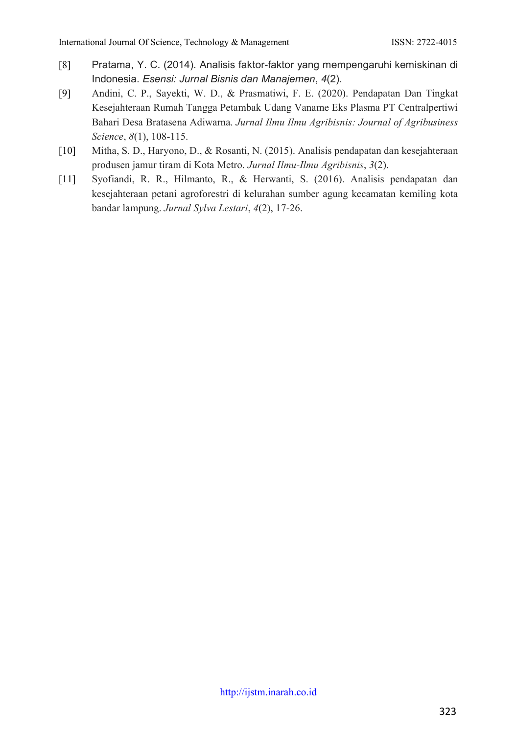[8] Pratama, Y. C. (2014). Analisis faktor-faktor yang mempengaruhi kemiskinan di Indonesia. *Esensi: Jurnal Bisnis dan Manajemen*, *4*(2).

[9] Andini, C. P., Sayekti, W. D., & Prasmatiwi, F. E. (2020). Pendapatan Dan Tingkat Kesejahteraan Rumah Tangga Petambak Udang Vaname Eks Plasma PT Centralpertiwi Bahari Desa Bratasena Adiwarna. *Jurnal Ilmu Ilmu Agribisnis: Journal of Agribusiness Science*, *8*(1), 108-115.

[10] Mitha, S. D., Haryono, D., & Rosanti, N. (2015). Analisis pendapatan dan kesejahteraan produsen jamur tiram di Kota Metro. *Jurnal Ilmu-Ilmu Agribisnis*, *3*(2).

[11] Syofiandi, R. R., Hilmanto, R., & Herwanti, S. (2016). Analisis pendapatan dan kesejahteraan petani agroforestri di kelurahan sumber agung kecamatan kemiling kota bandar lampung. *Jurnal Sylva Lestari*, *4*(2), 17-26.